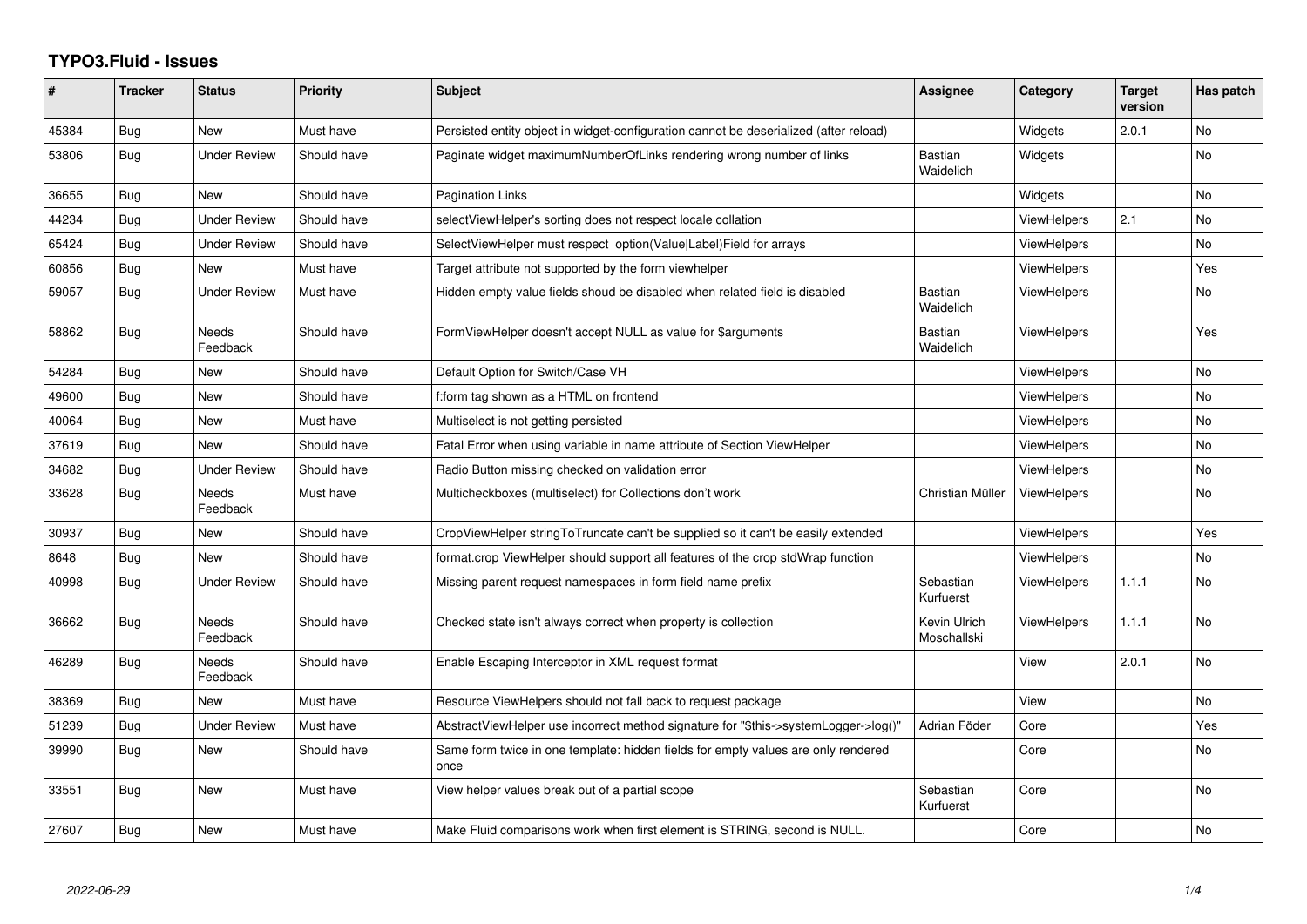# TYPO3.Fluid - Issues

| # | Tracker | Status | Priority | Subject | Assignee | Category | Target version | Has patch |
|---|---|---|---|---|---|---|---|---|
| 45384 | Bug | New | Must have | Persisted entity object in widget-configuration cannot be deserialized (after reload) | | Widgets | 2.0.1 | No |
| 53806 | Bug | Under Review | Should have | Paginate widget maximumNumberOfLinks rendering wrong number of links | Bastian Waidelich | Widgets | | No |
| 36655 | Bug | New | Should have | Pagination Links | | Widgets | | No |
| 44234 | Bug | Under Review | Should have | selectViewHelper's sorting does not respect locale collation | | ViewHelpers | 2.1 | No |
| 65424 | Bug | Under Review | Should have | SelectViewHelper must respect option(Value\|Label)Field for arrays | | ViewHelpers | | No |
| 60856 | Bug | New | Must have | Target attribute not supported by the form viewhelper | | ViewHelpers | | Yes |
| 59057 | Bug | Under Review | Must have | Hidden empty value fields shoud be disabled when related field is disabled | Bastian Waidelich | ViewHelpers | | No |
| 58862 | Bug | Needs Feedback | Should have | FormViewHelper doesn't accept NULL as value for $arguments | Bastian Waidelich | ViewHelpers | | Yes |
| 54284 | Bug | New | Should have | Default Option for Switch/Case VH | | ViewHelpers | | No |
| 49600 | Bug | New | Should have | f:form tag shown as a HTML on frontend | | ViewHelpers | | No |
| 40064 | Bug | New | Must have | Multiselect is not getting persisted | | ViewHelpers | | No |
| 37619 | Bug | New | Should have | Fatal Error when using variable in name attribute of Section ViewHelper | | ViewHelpers | | No |
| 34682 | Bug | Under Review | Should have | Radio Button missing checked on validation error | | ViewHelpers | | No |
| 33628 | Bug | Needs Feedback | Must have | Multicheckboxes (multiselect) for Collections don't work | Christian Müller | ViewHelpers | | No |
| 30937 | Bug | New | Should have | CropViewHelper stringToTruncate can't be supplied so it can't be easily extended | | ViewHelpers | | Yes |
| 8648 | Bug | New | Should have | format.crop ViewHelper should support all features of the crop stdWrap function | | ViewHelpers | | No |
| 40998 | Bug | Under Review | Should have | Missing parent request namespaces in form field name prefix | Sebastian Kurfuerst | ViewHelpers | 1.1.1 | No |
| 36662 | Bug | Needs Feedback | Should have | Checked state isn't always correct when property is collection | Kevin Ulrich Moschallski | ViewHelpers | 1.1.1 | No |
| 46289 | Bug | Needs Feedback | Should have | Enable Escaping Interceptor in XML request format | | View | 2.0.1 | No |
| 38369 | Bug | New | Must have | Resource ViewHelpers should not fall back to request package | | View | | No |
| 51239 | Bug | Under Review | Must have | AbstractViewHelper use incorrect method signature for "$this->systemLogger->log()" | Adrian Föder | Core | | Yes |
| 39990 | Bug | New | Should have | Same form twice in one template: hidden fields for empty values are only rendered once | | Core | | No |
| 33551 | Bug | New | Must have | View helper values break out of a partial scope | Sebastian Kurfuerst | Core | | No |
| 27607 | Bug | New | Must have | Make Fluid comparisons work when first element is STRING, second is NULL. | | Core | | No |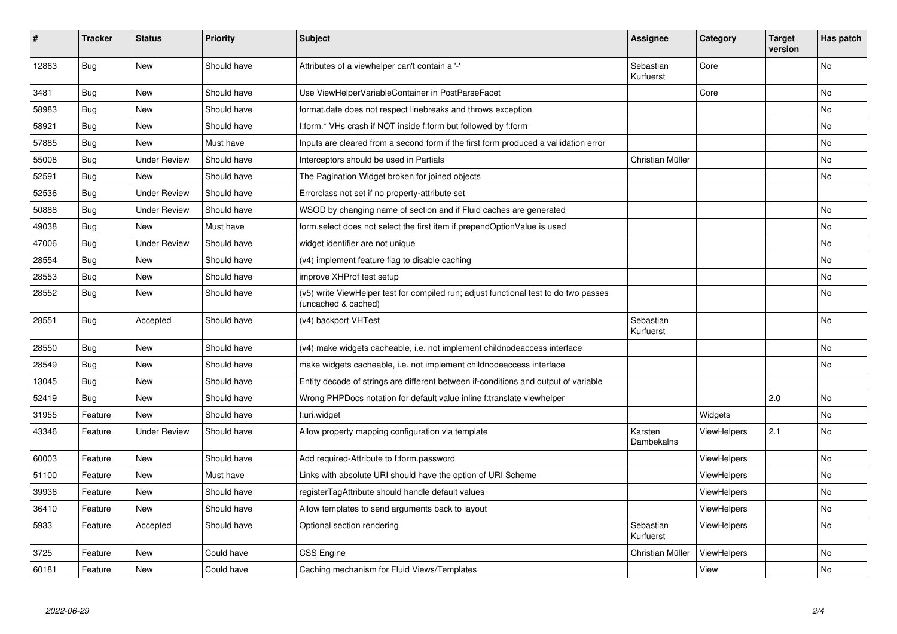| # | Tracker | Status | Priority | Subject | Assignee | Category | Target version | Has patch |
|---|---|---|---|---|---|---|---|---|
| 12863 | Bug | New | Should have | Attributes of a viewhelper can't contain a '-' | Sebastian Kurfuerst | Core | | No |
| 3481 | Bug | New | Should have | Use ViewHelperVariableContainer in PostParseFacet | | Core | | No |
| 58983 | Bug | New | Should have | format.date does not respect linebreaks and throws exception | | | | No |
| 58921 | Bug | New | Should have | f:form.* VHs crash if NOT inside f:form but followed by f:form | | | | No |
| 57885 | Bug | New | Must have | Inputs are cleared from a second form if the first form produced a vallidation error | | | | No |
| 55008 | Bug | Under Review | Should have | Interceptors should be used in Partials | Christian Müller | | | No |
| 52591 | Bug | New | Should have | The Pagination Widget broken for joined objects | | | | No |
| 52536 | Bug | Under Review | Should have | Errorclass not set if no property-attribute set | | | | |
| 50888 | Bug | Under Review | Should have | WSOD by changing name of section and if Fluid caches are generated | | | | No |
| 49038 | Bug | New | Must have | form.select does not select the first item if prependOptionValue is used | | | | No |
| 47006 | Bug | Under Review | Should have | widget identifier are not unique | | | | No |
| 28554 | Bug | New | Should have | (v4) implement feature flag to disable caching | | | | No |
| 28553 | Bug | New | Should have | improve XHProf test setup | | | | No |
| 28552 | Bug | New | Should have | (v5) write ViewHelper test for compiled run; adjust functional test to do two passes (uncached & cached) | | | | No |
| 28551 | Bug | Accepted | Should have | (v4) backport VHTest | Sebastian Kurfuerst | | | No |
| 28550 | Bug | New | Should have | (v4) make widgets cacheable, i.e. not implement childnodeaccess interface | | | | No |
| 28549 | Bug | New | Should have | make widgets cacheable, i.e. not implement childnodeaccess interface | | | | No |
| 13045 | Bug | New | Should have | Entity decode of strings are different between if-conditions and output of variable | | | | |
| 52419 | Bug | New | Should have | Wrong PHPDocs notation for default value inline f:translate viewhelper | | | 2.0 | No |
| 31955 | Feature | New | Should have | f:uri.widget | | Widgets | | No |
| 43346 | Feature | Under Review | Should have | Allow property mapping configuration via template | Karsten Dambekalns | ViewHelpers | 2.1 | No |
| 60003 | Feature | New | Should have | Add required-Attribute to f:form.password | | ViewHelpers | | No |
| 51100 | Feature | New | Must have | Links with absolute URI should have the option of URI Scheme | | ViewHelpers | | No |
| 39936 | Feature | New | Should have | registerTagAttribute should handle default values | | ViewHelpers | | No |
| 36410 | Feature | New | Should have | Allow templates to send arguments back to layout | | ViewHelpers | | No |
| 5933 | Feature | Accepted | Should have | Optional section rendering | Sebastian Kurfuerst | ViewHelpers | | No |
| 3725 | Feature | New | Could have | CSS Engine | Christian Müller | ViewHelpers | | No |
| 60181 | Feature | New | Could have | Caching mechanism for Fluid Views/Templates | | View | | No |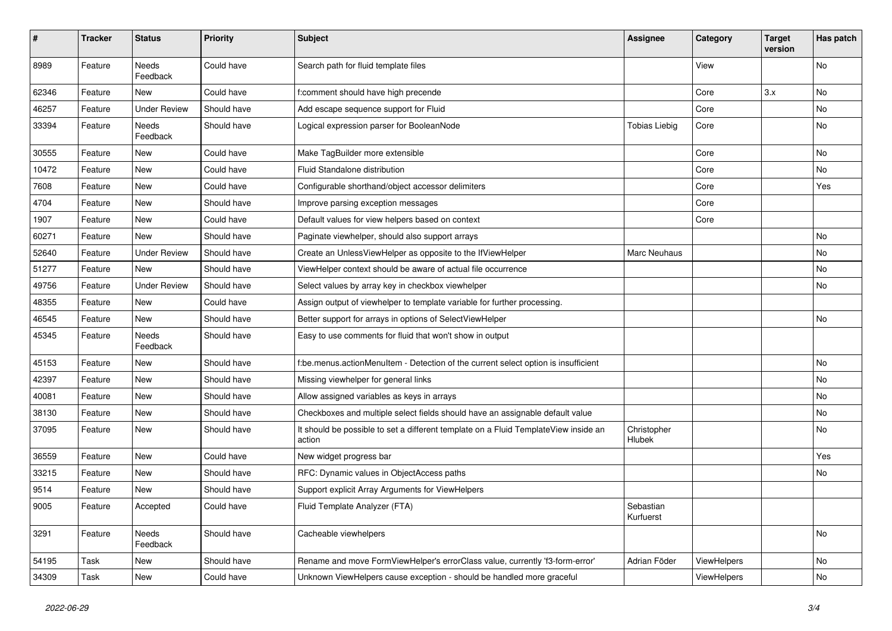| # | Tracker | Status | Priority | Subject | Assignee | Category | Target version | Has patch |
|---|---|---|---|---|---|---|---|---|
| 8989 | Feature | Needs Feedback | Could have | Search path for fluid template files | | View | | No |
| 62346 | Feature | New | Could have | f:comment should have high precende | | Core | 3.x | No |
| 46257 | Feature | Under Review | Should have | Add escape sequence support for Fluid | | Core | | No |
| 33394 | Feature | Needs Feedback | Should have | Logical expression parser for BooleanNode | Tobias Liebig | Core | | No |
| 30555 | Feature | New | Could have | Make TagBuilder more extensible | | Core | | No |
| 10472 | Feature | New | Could have | Fluid Standalone distribution | | Core | | No |
| 7608 | Feature | New | Could have | Configurable shorthand/object accessor delimiters | | Core | | Yes |
| 4704 | Feature | New | Should have | Improve parsing exception messages | | Core | | |
| 1907 | Feature | New | Could have | Default values for view helpers based on context | | Core | | |
| 60271 | Feature | New | Should have | Paginate viewhelper, should also support arrays | | | | No |
| 52640 | Feature | Under Review | Should have | Create an UnlessViewHelper as opposite to the IfViewHelper | Marc Neuhaus | | | No |
| 51277 | Feature | New | Should have | ViewHelper context should be aware of actual file occurrence | | | | No |
| 49756 | Feature | Under Review | Should have | Select values by array key in checkbox viewhelper | | | | No |
| 48355 | Feature | New | Could have | Assign output of viewhelper to template variable for further processing. | | | | |
| 46545 | Feature | New | Should have | Better support for arrays in options of SelectViewHelper | | | | No |
| 45345 | Feature | Needs Feedback | Should have | Easy to use comments for fluid that won't show in output | | | | |
| 45153 | Feature | New | Should have | f:be.menus.actionMenuItem - Detection of the current select option is insufficient | | | | No |
| 42397 | Feature | New | Should have | Missing viewhelper for general links | | | | No |
| 40081 | Feature | New | Should have | Allow assigned variables as keys in arrays | | | | No |
| 38130 | Feature | New | Should have | Checkboxes and multiple select fields should have an assignable default value | | | | No |
| 37095 | Feature | New | Should have | It should be possible to set a different template on a Fluid TemplateView inside an action | Christopher Hlubek | | | No |
| 36559 | Feature | New | Could have | New widget progress bar | | | | Yes |
| 33215 | Feature | New | Should have | RFC: Dynamic values in ObjectAccess paths | | | | No |
| 9514 | Feature | New | Should have | Support explicit Array Arguments for ViewHelpers | | | | |
| 9005 | Feature | Accepted | Could have | Fluid Template Analyzer (FTA) | Sebastian Kurfuerst | | | |
| 3291 | Feature | Needs Feedback | Should have | Cacheable viewhelpers | | | | No |
| 54195 | Task | New | Should have | Rename and move FormViewHelper's errorClass value, currently 'f3-form-error' | Adrian Föder | ViewHelpers | | No |
| 34309 | Task | New | Could have | Unknown ViewHelpers cause exception - should be handled more graceful | | ViewHelpers | | No |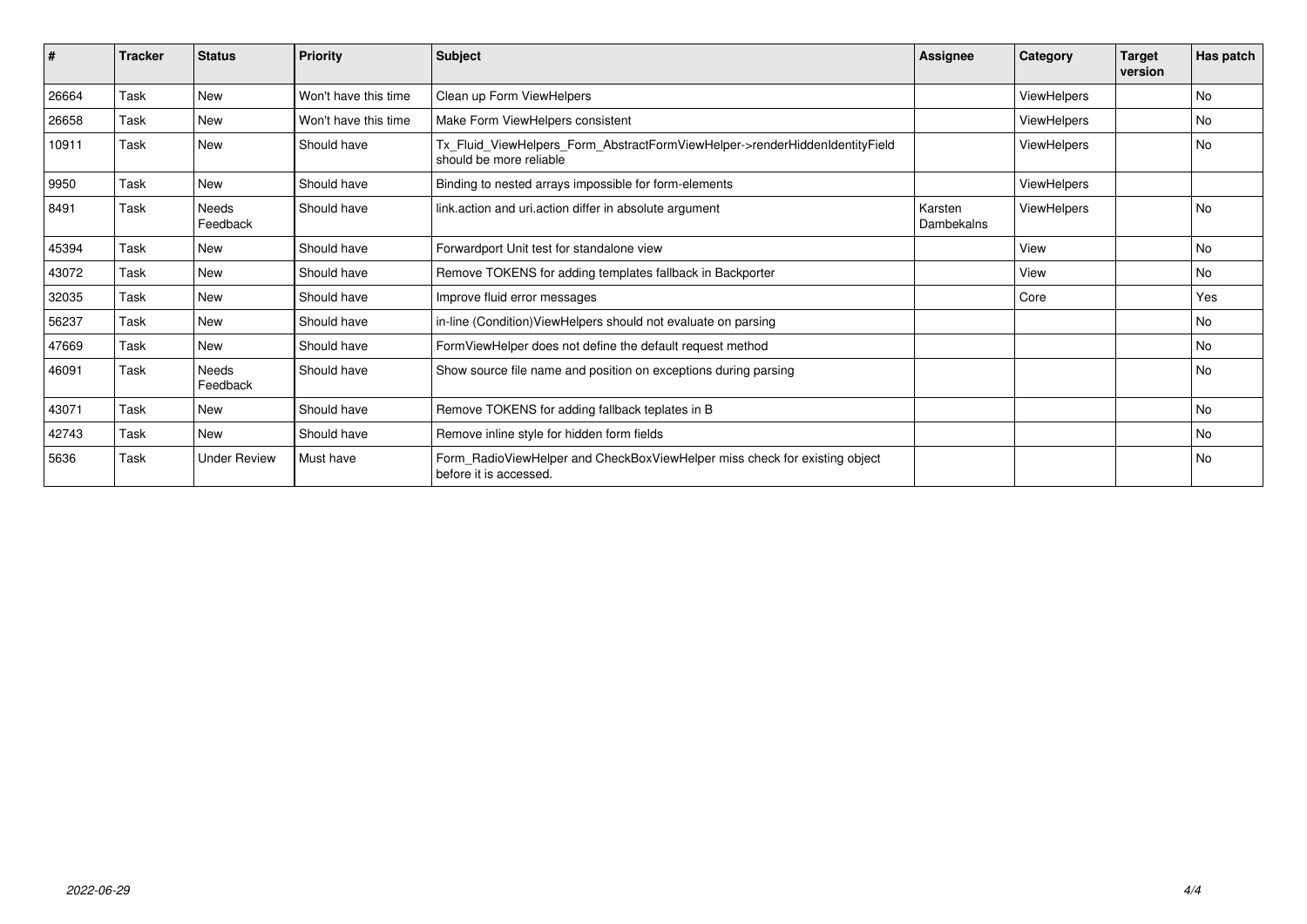| # | Tracker | Status | Priority | Subject | Assignee | Category | Target version | Has patch |
|---|---|---|---|---|---|---|---|---|
| 26664 | Task | New | Won't have this time | Clean up Form ViewHelpers | | ViewHelpers | | No |
| 26658 | Task | New | Won't have this time | Make Form ViewHelpers consistent | | ViewHelpers | | No |
| 10911 | Task | New | Should have | Tx_Fluid_ViewHelpers_Form_AbstractFormViewHelper->renderHiddenIdentityField should be more reliable | | ViewHelpers | | No |
| 9950 | Task | New | Should have | Binding to nested arrays impossible for form-elements | | ViewHelpers | | |
| 8491 | Task | Needs Feedback | Should have | link.action and uri.action differ in absolute argument | Karsten Dambekalns | ViewHelpers | | No |
| 45394 | Task | New | Should have | Forwardport Unit test for standalone view | | View | | No |
| 43072 | Task | New | Should have | Remove TOKENS for adding templates fallback in Backporter | | View | | No |
| 32035 | Task | New | Should have | Improve fluid error messages | | Core | | Yes |
| 56237 | Task | New | Should have | in-line (Condition)ViewHelpers should not evaluate on parsing | | | | No |
| 47669 | Task | New | Should have | FormViewHelper does not define the default request method | | | | No |
| 46091 | Task | Needs Feedback | Should have | Show source file name and position on exceptions during parsing | | | | No |
| 43071 | Task | New | Should have | Remove TOKENS for adding fallback teplates in B | | | | No |
| 42743 | Task | New | Should have | Remove inline style for hidden form fields | | | | No |
| 5636 | Task | Under Review | Must have | Form_RadioViewHelper and CheckBoxViewHelper miss check for existing object before it is accessed. | | | | No |